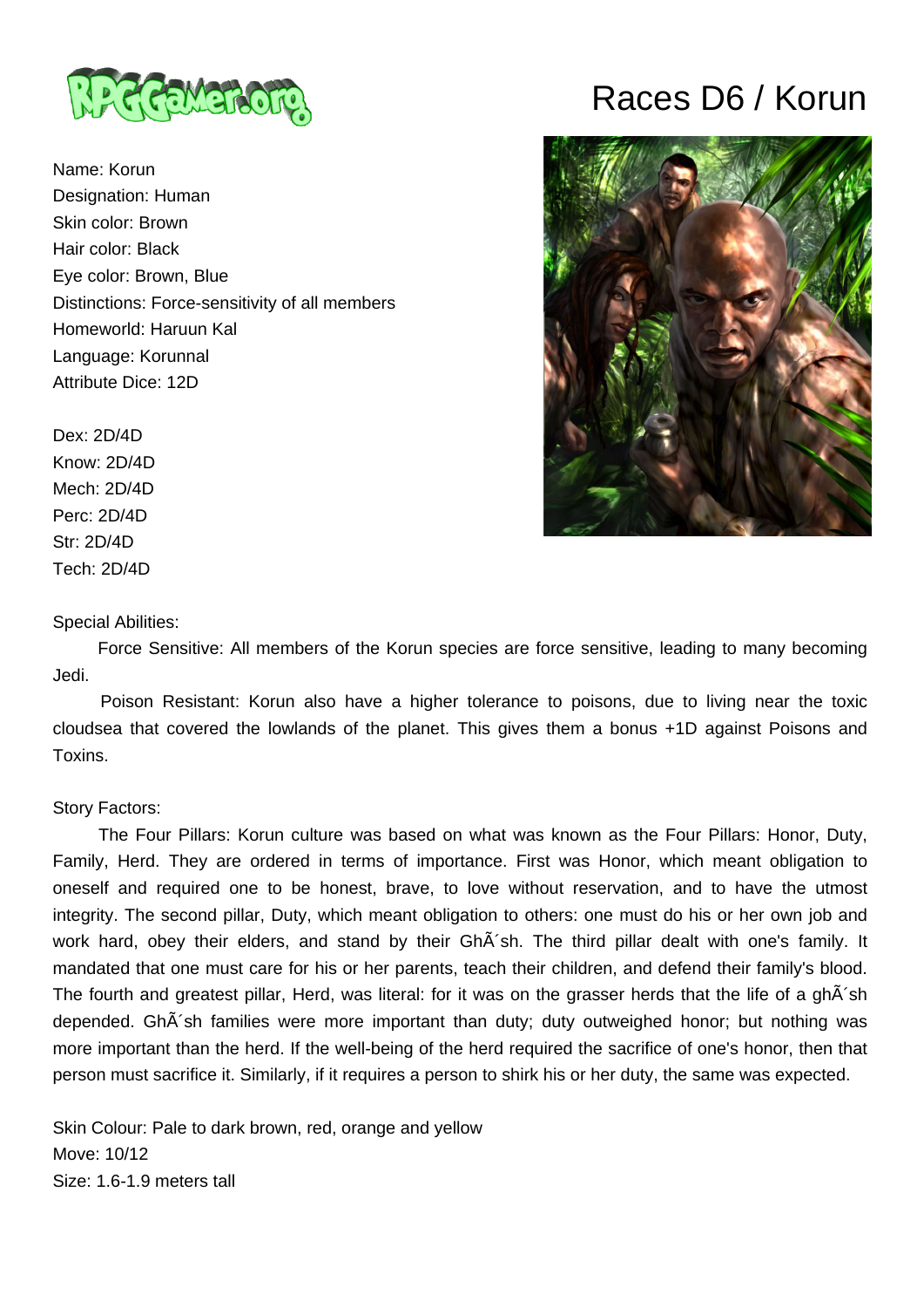# Races D6 / Korun

Name: Korun
Designation: Human
Skin color: Brown
Hair color: Black
Eye color: Brown, Blue
Distinctions: Force-sensitivity of all members
Homeworld: Haruun Kal
Language: Korunnal
Attribute Dice: 12D

Dex: 2D/4D
Know: 2D/4D
Mech: 2D/4D
Perc: 2D/4D
Str: 2D/4D
Tech: 2D/4D

Special Abilities:

Force Sensitive: All members of the Korun species are force sensitive, leading to many becoming Jedi.

Poison Resistant: Korun also have a higher tolerance to poisons, due to living near the toxic cloudsea that covered the lowlands of the planet. This gives them a bonus +1D against Poisons and Toxins.

Story Factors:

The Four Pillars: Korun culture was based on what was known as the Four Pillars: Honor, Duty, Family, Herd. They are ordered in terms of importance. First was Honor, which meant obligation to oneself and required one to be honest, brave, to love without reservation, and to have the utmost integrity. The second pillar, Duty, which meant obligation to others: one must do his or her own job and work hard, obey their elders, and stand by their GhÃ´sh. The third pillar dealt with one's family. It mandated that one must care for his or her parents, teach their children, and defend their family's blood. The fourth and greatest pillar, Herd, was literal: for it was on the grasser herds that the life of a ghÃ´sh depended. GhÃ´sh families were more important than duty; duty outweighed honor; but nothing was more important than the herd. If the well-being of the herd required the sacrifice of one's honor, then that person must sacrifice it. Similarly, if it requires a person to shirk his or her duty, the same was expected.

Skin Colour: Pale to dark brown, red, orange and yellow
Move: 10/12
Size: 1.6-1.9 meters tall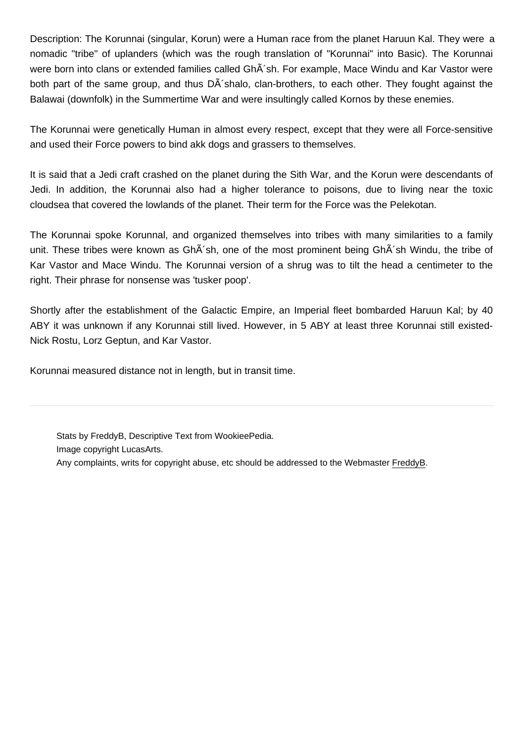Description: The Korunnai (singular, Korun) were a Human race from the planet Haruun Kal. They were a nomadic "tribe" of uplanders (which was the rough translation of "Korunnai" into Basic). The Korunnai were born into clans or extended families called GhÃ´sh. For example, Mace Windu and Kar Vastor were both part of the same group, and thus DÃ´shalo, clan-brothers, to each other. They fought against the Balawai (downfolk) in the Summertime War and were insultingly called Kornos by these enemies.

The Korunnai were genetically Human in almost every respect, except that they were all Force-sensitive and used their Force powers to bind akk dogs and grassers to themselves.

It is said that a Jedi craft crashed on the planet during the Sith War, and the Korun were descendants of Jedi. In addition, the Korunnai also had a higher tolerance to poisons, due to living near the toxic cloudsea that covered the lowlands of the planet. Their term for the Force was the Pelekotan.

The Korunnai spoke Korunnal, and organized themselves into tribes with many similarities to a family unit. These tribes were known as GhÃ´sh, one of the most prominent being GhÃ´sh Windu, the tribe of Kar Vastor and Mace Windu. The Korunnai version of a shrug was to tilt the head a centimeter to the right. Their phrase for nonsense was 'tusker poop'.

Shortly after the establishment of the Galactic Empire, an Imperial fleet bombarded Haruun Kal; by 40 ABY it was unknown if any Korunnai still lived. However, in 5 ABY at least three Korunnai still existed- Nick Rostu, Lorz Geptun, and Kar Vastor.

Korunnai measured distance not in length, but in transit time.

---

Stats by FreddyB, Descriptive Text from WookieePedia.
Image copyright LucasArts.
Any complaints, writs for copyright abuse, etc should be addressed to the Webmaster FreddyB.